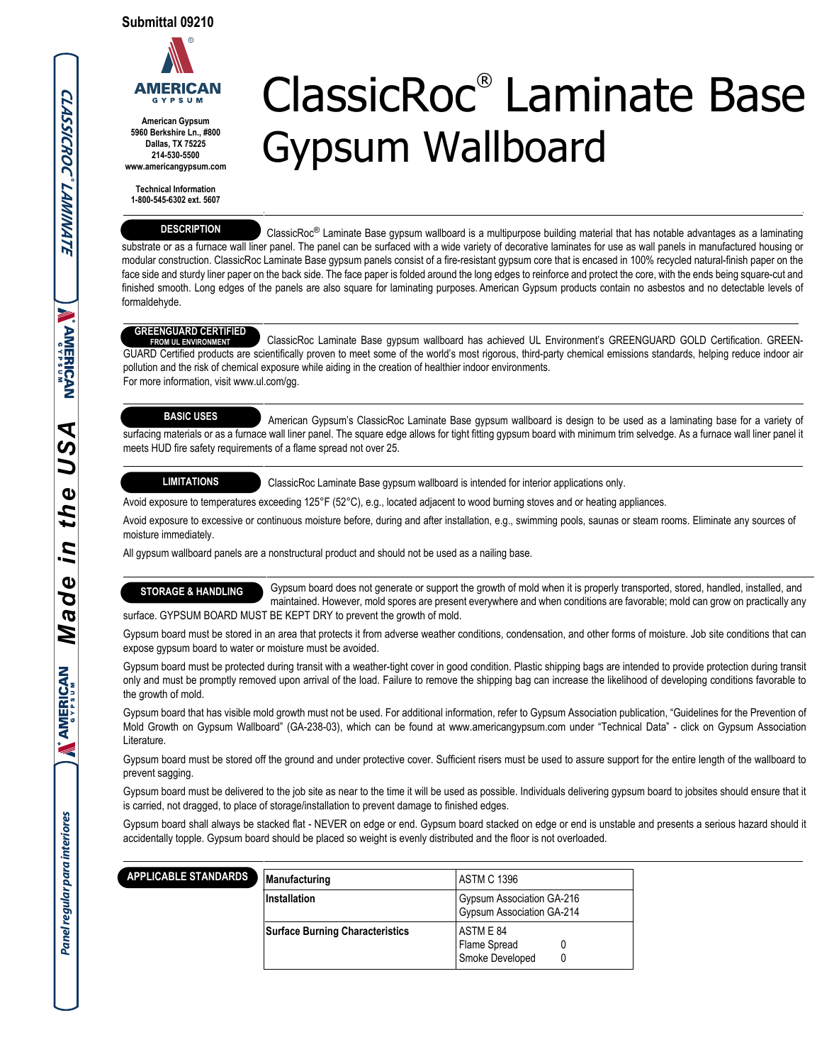Submittal 09210

American Gypsum
5960 Berkshire Ln., #800
Dallas, TX 75225
214-530-5500
www.americangypsum.com

Technical Information
1-800-545-6302 ext. 5607

# ClassicRoc® Laminate Base Gypsum Wallboard

## DESCRIPTION

ClassicRoc® Laminate Base gypsum wallboard is a multipurpose building material that has notable advantages as a laminating substrate or as a furnace wall liner panel. The panel can be surfaced with a wide variety of decorative laminates for use as wall panels in manufactured housing or modular construction. ClassicRoc Laminate Base gypsum panels consist of a fire-resistant gypsum core that is encased in 100% recycled natural-finish paper on the face side and sturdy liner paper on the back side. The face paper is folded around the long edges to reinforce and protect the core, with the ends being square-cut and finished smooth. Long edges of the panels are also square for laminating purposes. American Gypsum products contain no asbestos and no detectable levels of formaldehyde.

## GREENGUARD CERTIFIED FROM UL ENVIRONMENT

ClassicRoc Laminate Base gypsum wallboard has achieved UL Environment's GREENGUARD GOLD Certification. GREENGUARD Certified products are scientifically proven to meet some of the world's most rigorous, third-party chemical emissions standards, helping reduce indoor air pollution and the risk of chemical exposure while aiding in the creation of healthier indoor environments.
For more information, visit www.ul.com/gg.

## BASIC USES

American Gypsum's ClassicRoc Laminate Base gypsum wallboard is design to be used as a laminating base for a variety of surfacing materials or as a furnace wall liner panel. The square edge allows for tight fitting gypsum board with minimum trim selvedge. As a furnace wall liner panel it meets HUD fire safety requirements of a flame spread not over 25.

## LIMITATIONS

ClassicRoc Laminate Base gypsum wallboard is intended for interior applications only.

Avoid exposure to temperatures exceeding 125°F (52°C), e.g., located adjacent to wood burning stoves and or heating appliances.

Avoid exposure to excessive or continuous moisture before, during and after installation, e.g., swimming pools, saunas or steam rooms. Eliminate any sources of moisture immediately.

All gypsum wallboard panels are a nonstructural product and should not be used as a nailing base.

## STORAGE & HANDLING

Gypsum board does not generate or support the growth of mold when it is properly transported, stored, handled, installed, and maintained. However, mold spores are present everywhere and when conditions are favorable; mold can grow on practically any surface. GYPSUM BOARD MUST BE KEPT DRY to prevent the growth of mold.

Gypsum board must be stored in an area that protects it from adverse weather conditions, condensation, and other forms of moisture. Job site conditions that can expose gypsum board to water or moisture must be avoided.

Gypsum board must be protected during transit with a weather-tight cover in good condition. Plastic shipping bags are intended to provide protection during transit only and must be promptly removed upon arrival of the load. Failure to remove the shipping bag can increase the likelihood of developing conditions favorable to the growth of mold.

Gypsum board that has visible mold growth must not be used. For additional information, refer to Gypsum Association publication, "Guidelines for the Prevention of Mold Growth on Gypsum Wallboard" (GA-238-03), which can be found at www.americangypsum.com under "Technical Data" - click on Gypsum Association Literature.

Gypsum board must be stored off the ground and under protective cover. Sufficient risers must be used to assure support for the entire length of the wallboard to prevent sagging.

Gypsum board must be delivered to the job site as near to the time it will be used as possible. Individuals delivering gypsum board to jobsites should ensure that it is carried, not dragged, to place of storage/installation to prevent damage to finished edges.

Gypsum board shall always be stacked flat - NEVER on edge or end. Gypsum board stacked on edge or end is unstable and presents a serious hazard should it accidentally topple. Gypsum board should be placed so weight is evenly distributed and the floor is not overloaded.

## APPLICABLE STANDARDS

| | |
|---|---|
| **Manufacturing** | ASTM C 1396 |
| **Installation** | Gypsum Association GA-216<br>Gypsum Association GA-214 |
| **Surface Burning Characteristics** | ASTM E 84<br>Flame Spread 0<br>Smoke Developed 0 |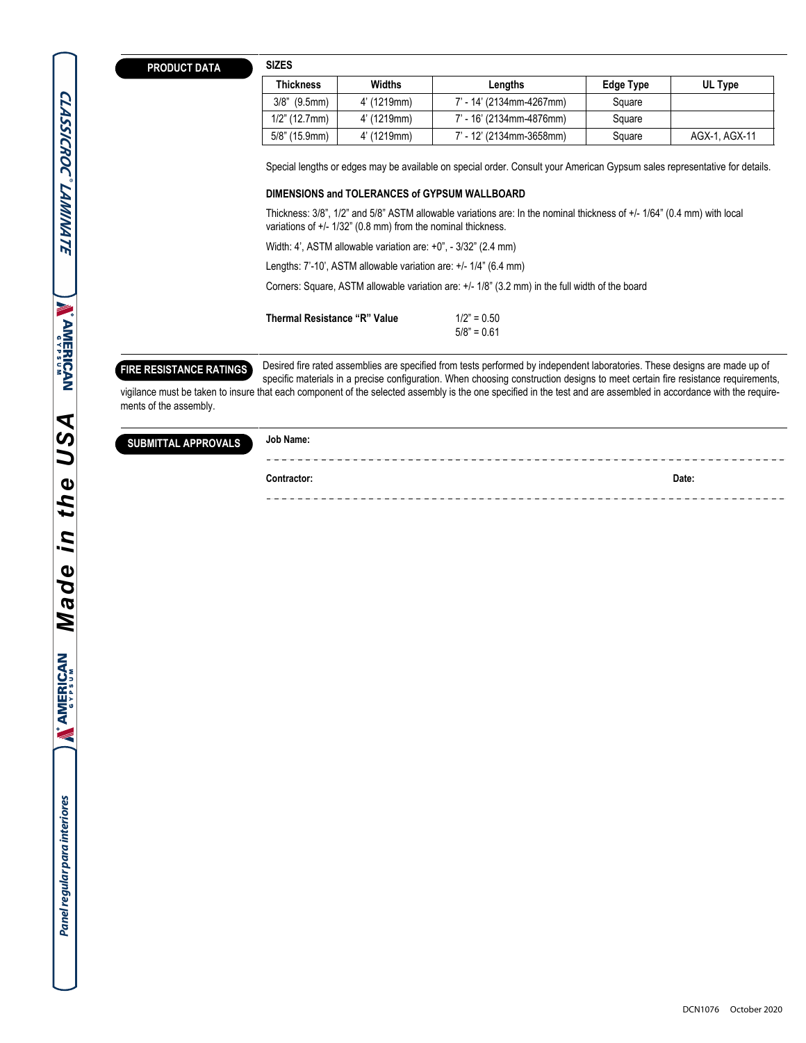## PRODUCT DATA

**SIZES**

| Thickness | Widths | Lengths | Edge Type | UL Type |
|---|---|---|---|---|
| 3/8" (9.5mm) | 4' (1219mm) | 7' - 14' (2134mm-4267mm) | Square | |
| 1/2" (12.7mm) | 4' (1219mm) | 7' - 16' (2134mm-4876mm) | Square | |
| 5/8" (15.9mm) | 4' (1219mm) | 7' - 12' (2134mm-3658mm) | Square | AGX-1, AGX-11 |

Special lengths or edges may be available on special order. Consult your American Gypsum sales representative for details.

**DIMENSIONS and TOLERANCES of GYPSUM WALLBOARD**

Thickness: 3/8", 1/2" and 5/8" ASTM allowable variations are: In the nominal thickness of +/- 1/64" (0.4 mm) with local variations of +/- 1/32" (0.8 mm) from the nominal thickness.

Width: 4', ASTM allowable variation are: +0", - 3/32" (2.4 mm)

Lengths: 7'-10', ASTM allowable variation are: +/- 1/4" (6.4 mm)

Corners: Square, ASTM allowable variation are: +/- 1/8" (3.2 mm) in the full width of the board

**Thermal Resistance "R" Value**

1/2" = 0.50
5/8" = 0.61

## FIRE RESISTANCE RATINGS

Desired fire rated assemblies are specified from tests performed by independent laboratories. These designs are made up of specific materials in a precise configuration. When choosing construction designs to meet certain fire resistance requirements, vigilance must be taken to insure that each component of the selected assembly is the one specified in the test and are assembled in accordance with the requirements of the assembly.

## SUBMITTAL APPROVALS

**Job Name:**

**Contractor:** **Date:**

DCN1076 October 2020